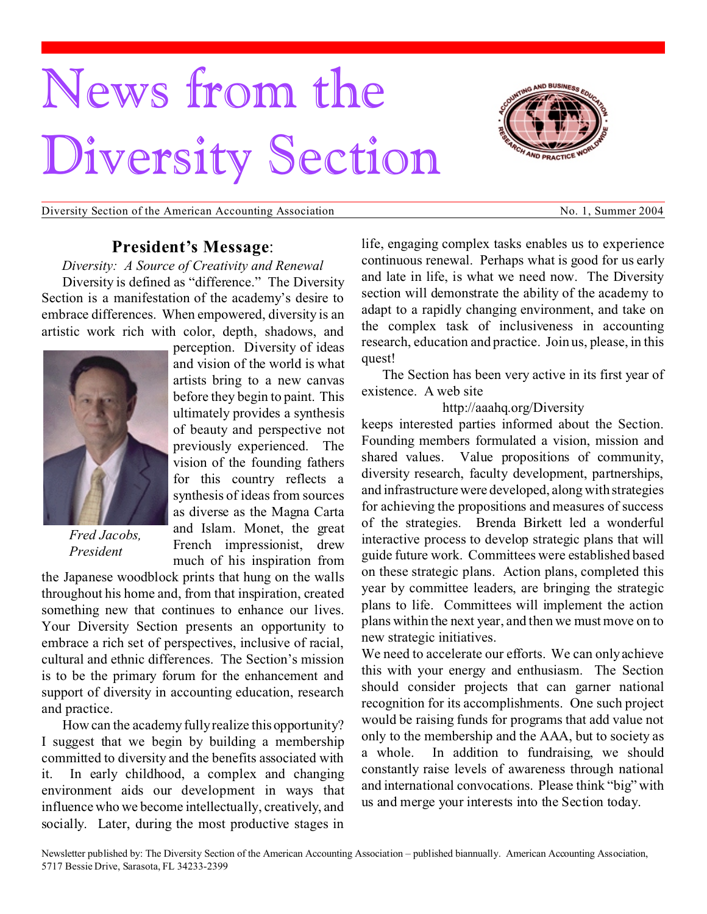# News from the Diversity Section

Diversity Section of the American Accounting Association — No. 1, Summer 2004

## President's Message:

*Diversity: A Source of Creativity and Renewal*

Diversity is defined as "difference." The Diversity Section is a manifestation of the academy's desire to embrace differences. When empowered, diversity is an artistic work rich with color, depth, shadows, and perception. Diversity of ideas and vision of the world is what artists bring to a new canvas before they begin to paint. This ultimately provides a synthesis of beauty and perspective not previously experienced. The vision of the founding fathers for this country reflects a synthesis of ideas from sources as diverse as the Magna Carta and Islam. Monet, the great French impressionist, drew much of his inspiration from the Japanese woodblock prints that hung on the walls throughout his home and, from that inspiration, created something new that continues to enhance our lives. Your Diversity Section presents an opportunity to embrace a rich set of perspectives, inclusive of racial, cultural and ethnic differences. The Section's mission is to be the primary forum for the enhancement and support of diversity in accounting education, research and practice.

*Fred Jacobs, President*

How can the academy fully realize this opportunity? I suggest that we begin by building a membership committed to diversity and the benefits associated with it. In early childhood, a complex and changing environment aids our development in ways that influence who we become intellectually, creatively, and socially. Later, during the most productive stages in life, engaging complex tasks enables us to experience continuous renewal. Perhaps what is good for us early and late in life, is what we need now. The Diversity section will demonstrate the ability of the academy to adapt to a rapidly changing environment, and take on the complex task of inclusiveness in accounting research, education and practice. Join us, please, in this quest!

The Section has been very active in its first year of existence. A web site

http://aaahq.org/Diversity

keeps interested parties informed about the Section. Founding members formulated a vision, mission and shared values. Value propositions of community, diversity research, faculty development, partnerships, and infrastructure were developed, along with strategies for achieving the propositions and measures of success of the strategies. Brenda Birkett led a wonderful interactive process to develop strategic plans that will guide future work. Committees were established based on these strategic plans. Action plans, completed this year by committee leaders, are bringing the strategic plans to life. Committees will implement the action plans within the next year, and then we must move on to new strategic initiatives.

We need to accelerate our efforts. We can only achieve this with your energy and enthusiasm. The Section should consider projects that can garner national recognition for its accomplishments. One such project would be raising funds for programs that add value not only to the membership and the AAA, but to society as a whole. In addition to fundraising, we should constantly raise levels of awareness through national and international convocations. Please think "big" with us and merge your interests into the Section today.

Newsletter published by: The Diversity Section of the American Accounting Association – published biannually. American Accounting Association, 5717 Bessie Drive, Sarasota, FL 34233-2399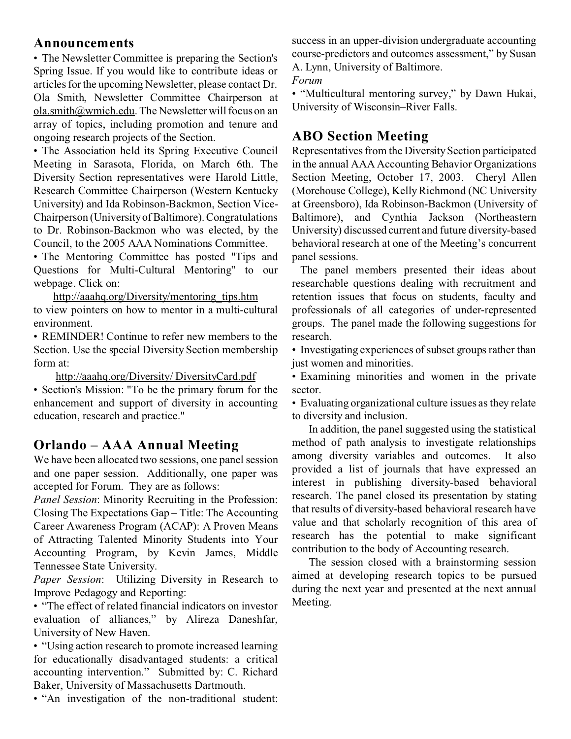## Announcements

- The Newsletter Committee is preparing the Section's Spring Issue. If you would like to contribute ideas or articles for the upcoming Newsletter, please contact Dr. Ola Smith, Newsletter Committee Chairperson at ola.smith@wmich.edu. The Newsletter will focus on an array of topics, including promotion and tenure and ongoing research projects of the Section.
- The Association held its Spring Executive Council Meeting in Sarasota, Florida, on March 6th. The Diversity Section representatives were Harold Little, Research Committee Chairperson (Western Kentucky University) and Ida Robinson-Backmon, Section Vice-Chairperson (University of Baltimore). Congratulations to Dr. Robinson-Backmon who was elected, by the Council, to the 2005 AAA Nominations Committee.
- The Mentoring Committee has posted "Tips and Questions for Multi-Cultural Mentoring" to our webpage. Click on:

  http://aaahq.org/Diversity/mentoring_tips.htm

  to view pointers on how to mentor in a multi-cultural environment.
- REMINDER! Continue to refer new members to the Section. Use the special Diversity Section membership form at:

  http://aaahq.org/Diversity/ DiversityCard.pdf
- Section's Mission: "To be the primary forum for the enhancement and support of diversity in accounting education, research and practice."

## Orlando – AAA Annual Meeting

We have been allocated two sessions, one panel session and one paper session. Additionally, one paper was accepted for Forum. They are as follows:

*Panel Session*: Minority Recruiting in the Profession: Closing The Expectations Gap – Title: The Accounting Career Awareness Program (ACAP): A Proven Means of Attracting Talented Minority Students into Your Accounting Program, by Kevin James, Middle Tennessee State University.

*Paper Session*: Utilizing Diversity in Research to Improve Pedagogy and Reporting:

- "The effect of related financial indicators on investor evaluation of alliances," by Alireza Daneshfar, University of New Haven.
- "Using action research to promote increased learning for educationally disadvantaged students: a critical accounting intervention." Submitted by: C. Richard Baker, University of Massachusetts Dartmouth.
- "An investigation of the non-traditional student: success in an upper-division undergraduate accounting course-predictors and outcomes assessment," by Susan A. Lynn, University of Baltimore.

*Forum*

- "Multicultural mentoring survey," by Dawn Hukai, University of Wisconsin–River Falls.

## ABO Section Meeting

Representatives from the Diversity Section participated in the annual AAA Accounting Behavior Organizations Section Meeting, October 17, 2003. Cheryl Allen (Morehouse College), Kelly Richmond (NC University at Greensboro), Ida Robinson-Backmon (University of Baltimore), and Cynthia Jackson (Northeastern University) discussed current and future diversity-based behavioral research at one of the Meeting's concurrent panel sessions.

The panel members presented their ideas about researchable questions dealing with recruitment and retention issues that focus on students, faculty and professionals of all categories of under-represented groups. The panel made the following suggestions for research.

- Investigating experiences of subset groups rather than just women and minorities.
- Examining minorities and women in the private sector.
- Evaluating organizational culture issues as they relate to diversity and inclusion.

In addition, the panel suggested using the statistical method of path analysis to investigate relationships among diversity variables and outcomes. It also provided a list of journals that have expressed an interest in publishing diversity-based behavioral research. The panel closed its presentation by stating that results of diversity-based behavioral research have value and that scholarly recognition of this area of research has the potential to make significant contribution to the body of Accounting research.

The session closed with a brainstorming session aimed at developing research topics to be pursued during the next year and presented at the next annual Meeting.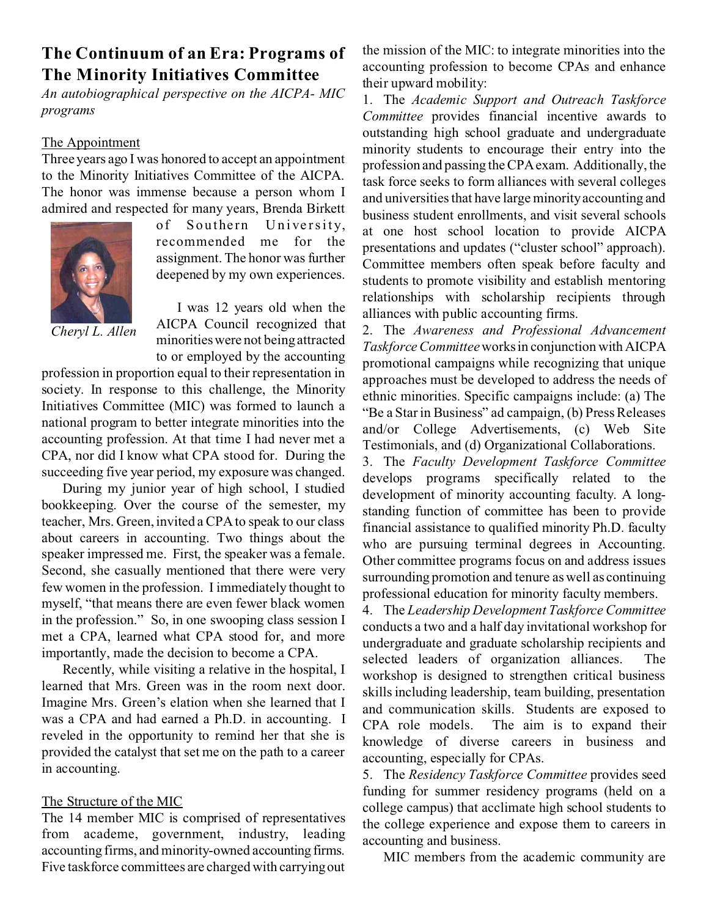## The Continuum of an Era: Programs of The Minority Initiatives Committee

*An autobiographical perspective on the AICPA- MIC programs*

### The Appointment

Three years ago I was honored to accept an appointment to the Minority Initiatives Committee of the AICPA. The honor was immense because a person whom I admired and respected for many years, Brenda Birkett of Southern University, recommended me for the assignment. The honor was further deepened by my own experiences.

*Cheryl L. Allen*

I was 12 years old when the AICPA Council recognized that minorities were not being attracted to or employed by the accounting profession in proportion equal to their representation in society. In response to this challenge, the Minority Initiatives Committee (MIC) was formed to launch a national program to better integrate minorities into the accounting profession. At that time I had never met a CPA, nor did I know what CPA stood for. During the succeeding five year period, my exposure was changed.

During my junior year of high school, I studied bookkeeping. Over the course of the semester, my teacher, Mrs. Green, invited a CPA to speak to our class about careers in accounting. Two things about the speaker impressed me. First, the speaker was a female. Second, she casually mentioned that there were very few women in the profession. I immediately thought to myself, "that means there are even fewer black women in the profession." So, in one swooping class session I met a CPA, learned what CPA stood for, and more importantly, made the decision to become a CPA.

Recently, while visiting a relative in the hospital, I learned that Mrs. Green was in the room next door. Imagine Mrs. Green's elation when she learned that I was a CPA and had earned a Ph.D. in accounting. I reveled in the opportunity to remind her that she is provided the catalyst that set me on the path to a career in accounting.

### The Structure of the MIC

The 14 member MIC is comprised of representatives from academe, government, industry, leading accounting firms, and minority-owned accounting firms. Five taskforce committees are charged with carrying out the mission of the MIC: to integrate minorities into the accounting profession to become CPAs and enhance their upward mobility:

1. The *Academic Support and Outreach Taskforce Committee* provides financial incentive awards to outstanding high school graduate and undergraduate minority students to encourage their entry into the profession and passing the CPA exam. Additionally, the task force seeks to form alliances with several colleges and universities that have large minority accounting and business student enrollments, and visit several schools at one host school location to provide AICPA presentations and updates ("cluster school" approach). Committee members often speak before faculty and students to promote visibility and establish mentoring relationships with scholarship recipients through alliances with public accounting firms.
2. The *Awareness and Professional Advancement Taskforce Committee* works in conjunction with AICPA promotional campaigns while recognizing that unique approaches must be developed to address the needs of ethnic minorities. Specific campaigns include: (a) The "Be a Star in Business" ad campaign, (b) Press Releases and/or College Advertisements, (c) Web Site Testimonials, and (d) Organizational Collaborations.
3. The *Faculty Development Taskforce Committee* develops programs specifically related to the development of minority accounting faculty. A long-standing function of committee has been to provide financial assistance to qualified minority Ph.D. faculty who are pursuing terminal degrees in Accounting. Other committee programs focus on and address issues surrounding promotion and tenure as well as continuing professional education for minority faculty members.
4. The *Leadership Development Taskforce Committee* conducts a two and a half day invitational workshop for undergraduate and graduate scholarship recipients and selected leaders of organization alliances. The workshop is designed to strengthen critical business skills including leadership, team building, presentation and communication skills. Students are exposed to CPA role models. The aim is to expand their knowledge of diverse careers in business and accounting, especially for CPAs.
5. The *Residency Taskforce Committee* provides seed funding for summer residency programs (held on a college campus) that acclimate high school students to the college experience and expose them to careers in accounting and business.

MIC members from the academic community are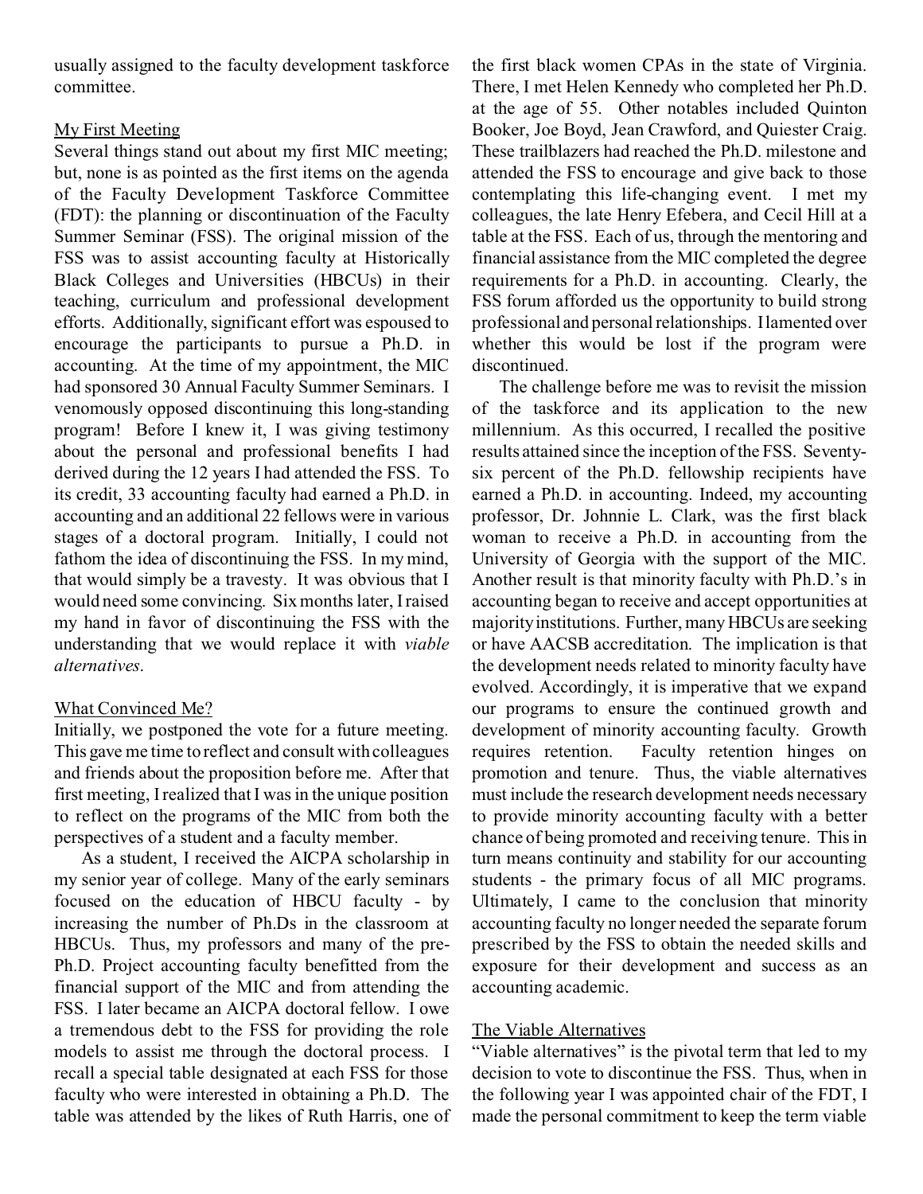usually assigned to the faculty development taskforce committee.

### My First Meeting

Several things stand out about my first MIC meeting; but, none is as pointed as the first items on the agenda of the Faculty Development Taskforce Committee (FDT): the planning or discontinuation of the Faculty Summer Seminar (FSS). The original mission of the FSS was to assist accounting faculty at Historically Black Colleges and Universities (HBCUs) in their teaching, curriculum and professional development efforts. Additionally, significant effort was espoused to encourage the participants to pursue a Ph.D. in accounting. At the time of my appointment, the MIC had sponsored 30 Annual Faculty Summer Seminars. I venomously opposed discontinuing this long-standing program! Before I knew it, I was giving testimony about the personal and professional benefits I had derived during the 12 years I had attended the FSS. To its credit, 33 accounting faculty had earned a Ph.D. in accounting and an additional 22 fellows were in various stages of a doctoral program. Initially, I could not fathom the idea of discontinuing the FSS. In my mind, that would simply be a travesty. It was obvious that I would need some convincing. Six months later, I raised my hand in favor of discontinuing the FSS with the understanding that we would replace it with *viable alternatives*.

### What Convinced Me?

Initially, we postponed the vote for a future meeting. This gave me time to reflect and consult with colleagues and friends about the proposition before me. After that first meeting, I realized that I was in the unique position to reflect on the programs of the MIC from both the perspectives of a student and a faculty member.

As a student, I received the AICPA scholarship in my senior year of college. Many of the early seminars focused on the education of HBCU faculty - by increasing the number of Ph.Ds in the classroom at HBCUs. Thus, my professors and many of the pre-Ph.D. Project accounting faculty benefitted from the financial support of the MIC and from attending the FSS. I later became an AICPA doctoral fellow. I owe a tremendous debt to the FSS for providing the role models to assist me through the doctoral process. I recall a special table designated at each FSS for those faculty who were interested in obtaining a Ph.D. The table was attended by the likes of Ruth Harris, one of the first black women CPAs in the state of Virginia. There, I met Helen Kennedy who completed her Ph.D. at the age of 55. Other notables included Quinton Booker, Joe Boyd, Jean Crawford, and Quiester Craig. These trailblazers had reached the Ph.D. milestone and attended the FSS to encourage and give back to those contemplating this life-changing event. I met my colleagues, the late Henry Efebera, and Cecil Hill at a table at the FSS. Each of us, through the mentoring and financial assistance from the MIC completed the degree requirements for a Ph.D. in accounting. Clearly, the FSS forum afforded us the opportunity to build strong professional and personal relationships. I lamented over whether this would be lost if the program were discontinued.

The challenge before me was to revisit the mission of the taskforce and its application to the new millennium. As this occurred, I recalled the positive results attained since the inception of the FSS. Seventy-six percent of the Ph.D. fellowship recipients have earned a Ph.D. in accounting. Indeed, my accounting professor, Dr. Johnnie L. Clark, was the first black woman to receive a Ph.D. in accounting from the University of Georgia with the support of the MIC. Another result is that minority faculty with Ph.D.'s in accounting began to receive and accept opportunities at majority institutions. Further, many HBCUs are seeking or have AACSB accreditation. The implication is that the development needs related to minority faculty have evolved. Accordingly, it is imperative that we expand our programs to ensure the continued growth and development of minority accounting faculty. Growth requires retention. Faculty retention hinges on promotion and tenure. Thus, the viable alternatives must include the research development needs necessary to provide minority accounting faculty with a better chance of being promoted and receiving tenure. This in turn means continuity and stability for our accounting students - the primary focus of all MIC programs. Ultimately, I came to the conclusion that minority accounting faculty no longer needed the separate forum prescribed by the FSS to obtain the needed skills and exposure for their development and success as an accounting academic.

### The Viable Alternatives

"Viable alternatives" is the pivotal term that led to my decision to vote to discontinue the FSS. Thus, when in the following year I was appointed chair of the FDT, I made the personal commitment to keep the term viable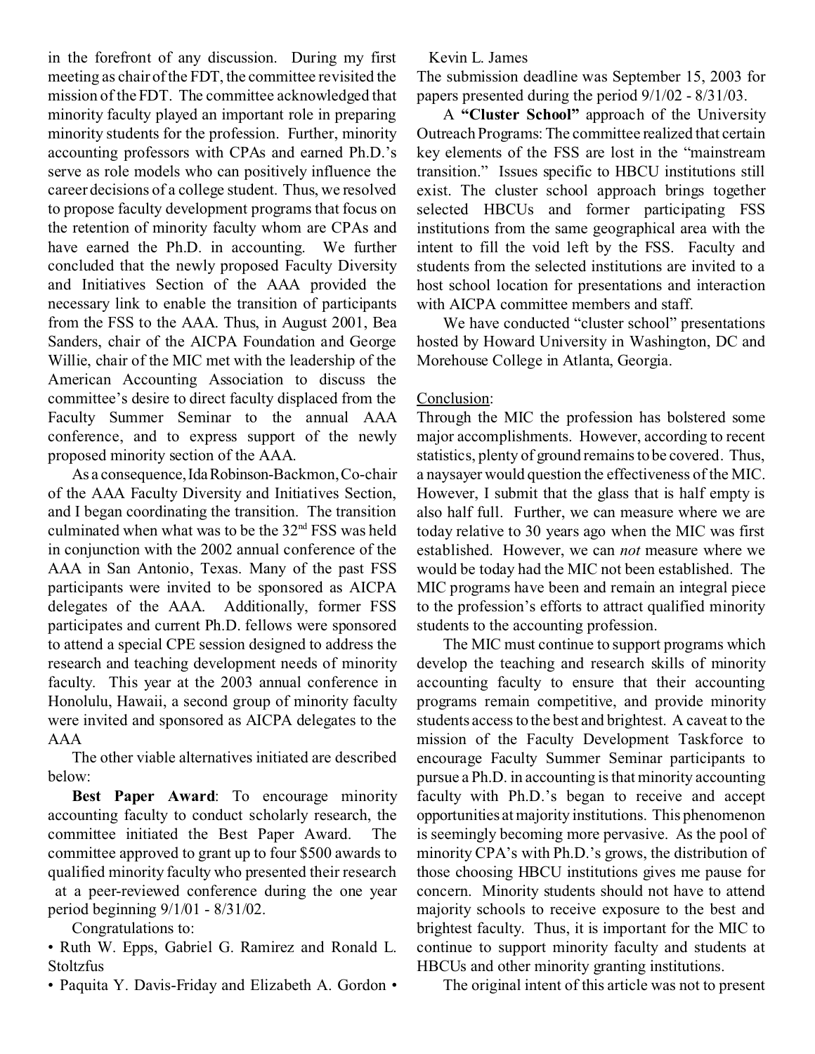in the forefront of any discussion. During my first meeting as chair of the FDT, the committee revisited the mission of the FDT. The committee acknowledged that minority faculty played an important role in preparing minority students for the profession. Further, minority accounting professors with CPAs and earned Ph.D.'s serve as role models who can positively influence the career decisions of a college student. Thus, we resolved to propose faculty development programs that focus on the retention of minority faculty whom are CPAs and have earned the Ph.D. in accounting. We further concluded that the newly proposed Faculty Diversity and Initiatives Section of the AAA provided the necessary link to enable the transition of participants from the FSS to the AAA. Thus, in August 2001, Bea Sanders, chair of the AICPA Foundation and George Willie, chair of the MIC met with the leadership of the American Accounting Association to discuss the committee's desire to direct faculty displaced from the Faculty Summer Seminar to the annual AAA conference, and to express support of the newly proposed minority section of the AAA.

As a consequence, Ida Robinson-Backmon, Co-chair of the AAA Faculty Diversity and Initiatives Section, and I began coordinating the transition. The transition culminated when what was to be the 32nd FSS was held in conjunction with the 2002 annual conference of the AAA in San Antonio, Texas. Many of the past FSS participants were invited to be sponsored as AICPA delegates of the AAA. Additionally, former FSS participates and current Ph.D. fellows were sponsored to attend a special CPE session designed to address the research and teaching development needs of minority faculty. This year at the 2003 annual conference in Honolulu, Hawaii, a second group of minority faculty were invited and sponsored as AICPA delegates to the AAA

The other viable alternatives initiated are described below:

**Best Paper Award**: To encourage minority accounting faculty to conduct scholarly research, the committee initiated the Best Paper Award. The committee approved to grant up to four $500 awards to qualified minority faculty who presented their research at a peer-reviewed conference during the one year period beginning 9/1/01 - 8/31/02.

Congratulations to:

- Ruth W. Epps, Gabriel G. Ramirez and Ronald L. Stoltzfus
- Paquita Y. Davis-Friday and Elizabeth A. Gordon
- Kevin L. James

The submission deadline was September 15, 2003 for papers presented during the period 9/1/02 - 8/31/03.

A **"Cluster School"** approach of the University Outreach Programs: The committee realized that certain key elements of the FSS are lost in the "mainstream transition." Issues specific to HBCU institutions still exist. The cluster school approach brings together selected HBCUs and former participating FSS institutions from the same geographical area with the intent to fill the void left by the FSS. Faculty and students from the selected institutions are invited to a host school location for presentations and interaction with AICPA committee members and staff.

We have conducted "cluster school" presentations hosted by Howard University in Washington, DC and Morehouse College in Atlanta, Georgia.

Conclusion:

Through the MIC the profession has bolstered some major accomplishments. However, according to recent statistics, plenty of ground remains to be covered. Thus, a naysayer would question the effectiveness of the MIC. However, I submit that the glass that is half empty is also half full. Further, we can measure where we are today relative to 30 years ago when the MIC was first established. However, we can *not* measure where we would be today had the MIC not been established. The MIC programs have been and remain an integral piece to the profession's efforts to attract qualified minority students to the accounting profession.

The MIC must continue to support programs which develop the teaching and research skills of minority accounting faculty to ensure that their accounting programs remain competitive, and provide minority students access to the best and brightest. A caveat to the mission of the Faculty Development Taskforce to encourage Faculty Summer Seminar participants to pursue a Ph.D. in accounting is that minority accounting faculty with Ph.D.'s began to receive and accept opportunities at majority institutions. This phenomenon is seemingly becoming more pervasive. As the pool of minority CPA's with Ph.D.'s grows, the distribution of those choosing HBCU institutions gives me pause for concern. Minority students should not have to attend majority schools to receive exposure to the best and brightest faculty. Thus, it is important for the MIC to continue to support minority faculty and students at HBCUs and other minority granting institutions.

The original intent of this article was not to present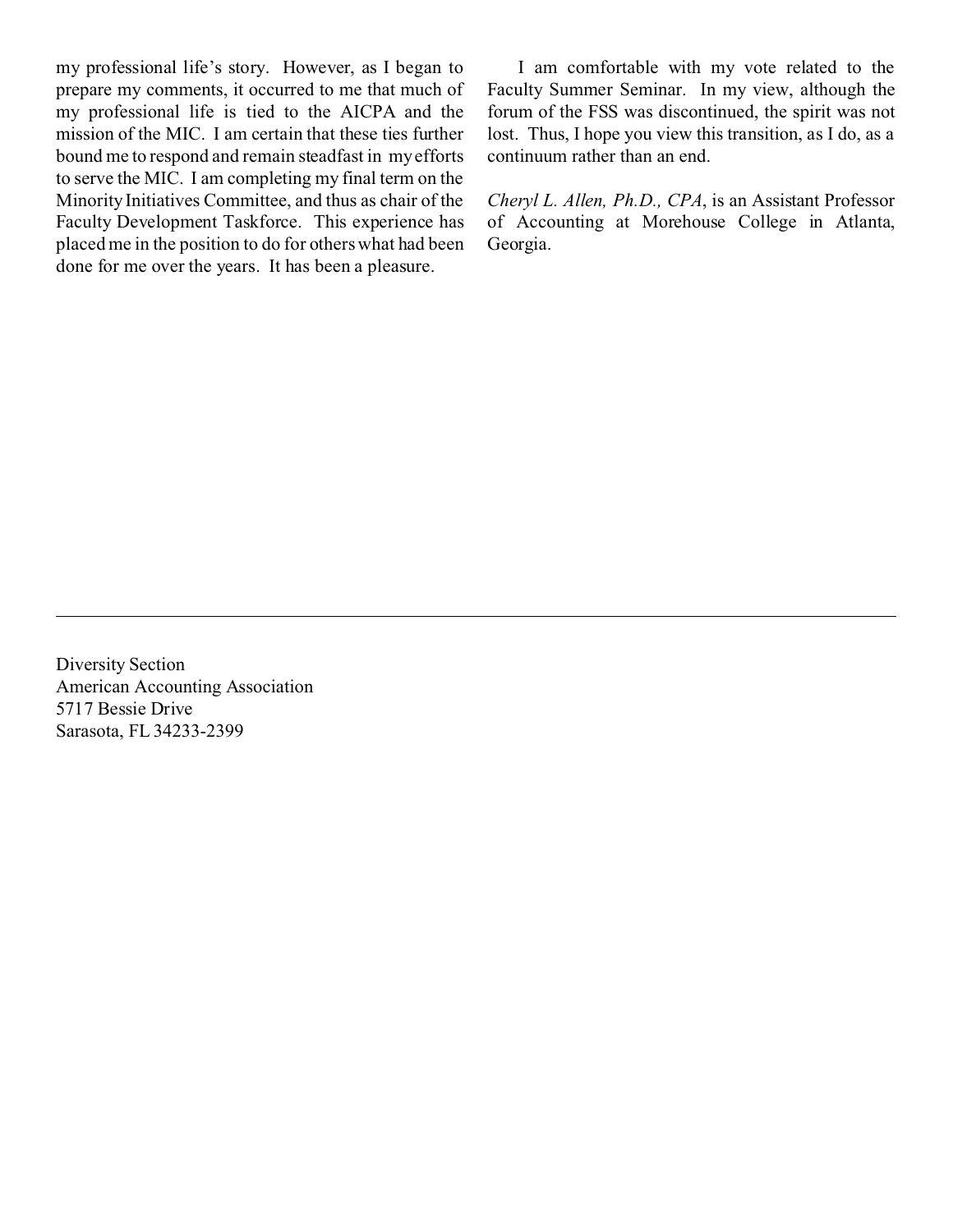my professional life's story. However, as I began to prepare my comments, it occurred to me that much of my professional life is tied to the AICPA and the mission of the MIC. I am certain that these ties further bound me to respond and remain steadfast in my efforts to serve the MIC. I am completing my final term on the Minority Initiatives Committee, and thus as chair of the Faculty Development Taskforce. This experience has placed me in the position to do for others what had been done for me over the years. It has been a pleasure.

I am comfortable with my vote related to the Faculty Summer Seminar. In my view, although the forum of the FSS was discontinued, the spirit was not lost. Thus, I hope you view this transition, as I do, as a continuum rather than an end.

*Cheryl L. Allen, Ph.D., CPA*, is an Assistant Professor of Accounting at Morehouse College in Atlanta, Georgia.

---

Diversity Section
American Accounting Association
5717 Bessie Drive
Sarasota, FL 34233-2399